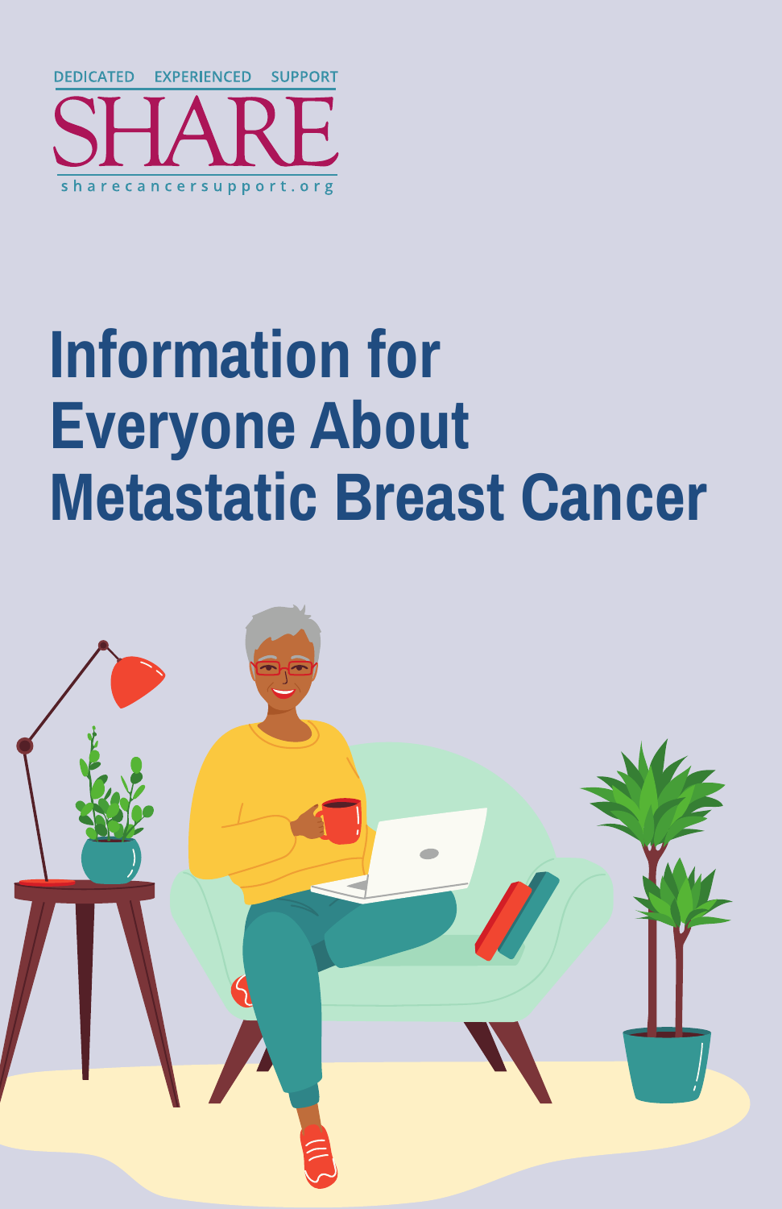DEDICATED EXPERIENCED SUPPORT

SHARE

sharecancersupport.org

# Information for Everyone About Metastatic Breast Cancer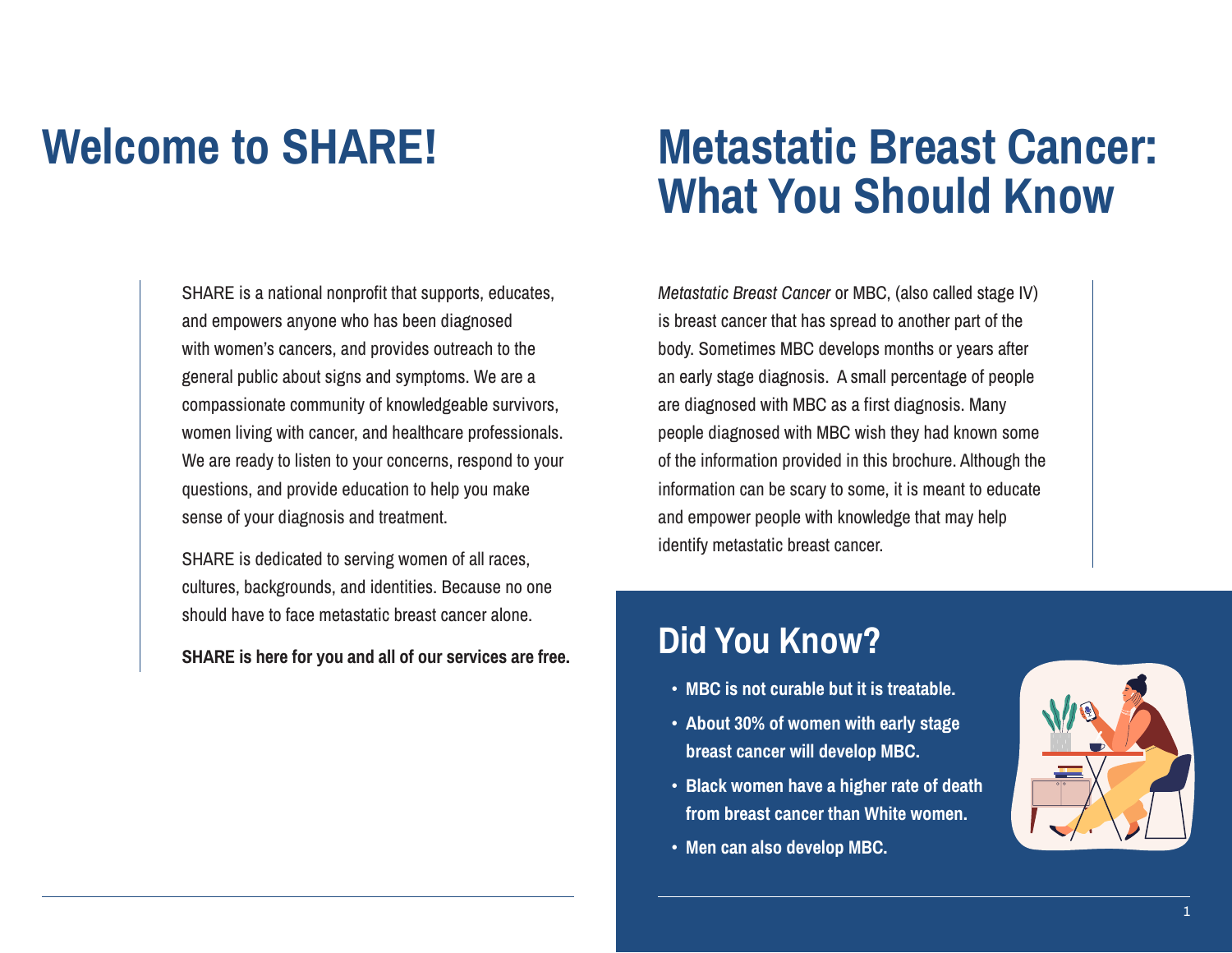# Welcome to SHARE!

SHARE is a national nonprofit that supports, educates, and empowers anyone who has been diagnosed with women's cancers, and provides outreach to the general public about signs and symptoms. We are a compassionate community of knowledgeable survivors, women living with cancer, and healthcare professionals. We are ready to listen to your concerns, respond to your questions, and provide education to help you make sense of your diagnosis and treatment.

SHARE is dedicated to serving women of all races, cultures, backgrounds, and identities. Because no one should have to face metastatic breast cancer alone.

**SHARE is here for you and all of our services are free.**

# Metastatic Breast Cancer: What You Should Know

*Metastatic Breast Cancer* or MBC, (also called stage IV) is breast cancer that has spread to another part of the body. Sometimes MBC develops months or years after an early stage diagnosis. A small percentage of people are diagnosed with MBC as a first diagnosis. Many people diagnosed with MBC wish they had known some of the information provided in this brochure. Although the information can be scary to some, it is meant to educate and empower people with knowledge that may help identify metastatic breast cancer.

## Did You Know?

- **MBC is not curable but it is treatable.**
- **About 30% of women with early stage breast cancer will develop MBC.**
- **Black women have a higher rate of death from breast cancer than White women.**
- **Men can also develop MBC.**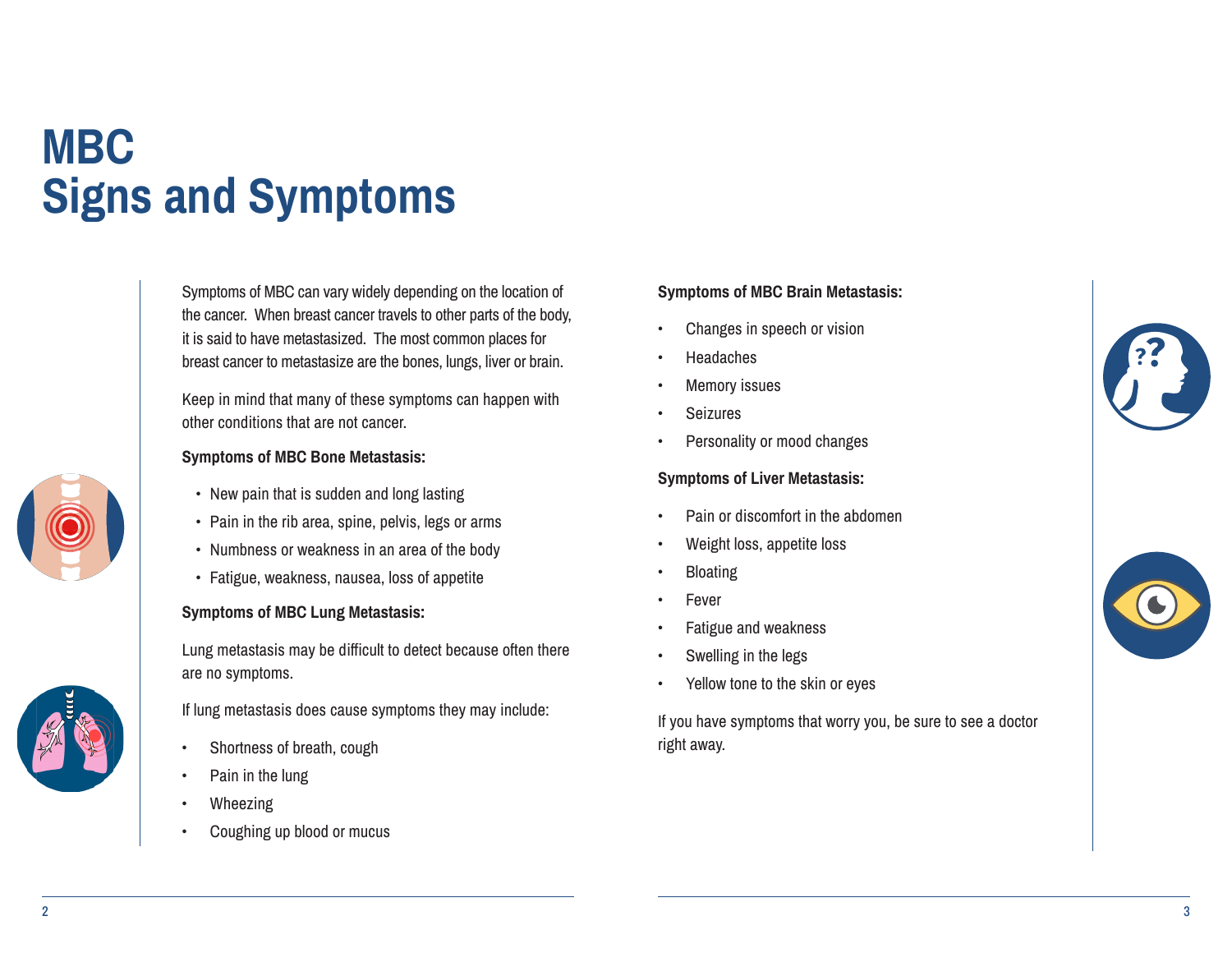# MBC
# Signs and Symptoms

Symptoms of MBC can vary widely depending on the location of the cancer. When breast cancer travels to other parts of the body, it is said to have metastasized. The most common places for breast cancer to metastasize are the bones, lungs, liver or brain.

Keep in mind that many of these symptoms can happen with other conditions that are not cancer.

**Symptoms of MBC Bone Metastasis:**

- New pain that is sudden and long lasting
- Pain in the rib area, spine, pelvis, legs or arms
- Numbness or weakness in an area of the body
- Fatigue, weakness, nausea, loss of appetite

**Symptoms of MBC Lung Metastasis:**

Lung metastasis may be difficult to detect because often there are no symptoms.

If lung metastasis does cause symptoms they may include:

- Shortness of breath, cough
- Pain in the lung
- Wheezing
- Coughing up blood or mucus

**Symptoms of MBC Brain Metastasis:**

- Changes in speech or vision
- Headaches
- Memory issues
- Seizures
- Personality or mood changes

**Symptoms of Liver Metastasis:**

- Pain or discomfort in the abdomen
- Weight loss, appetite loss
- Bloating
- Fever
- Fatigue and weakness
- Swelling in the legs
- Yellow tone to the skin or eyes

If you have symptoms that worry you, be sure to see a doctor right away.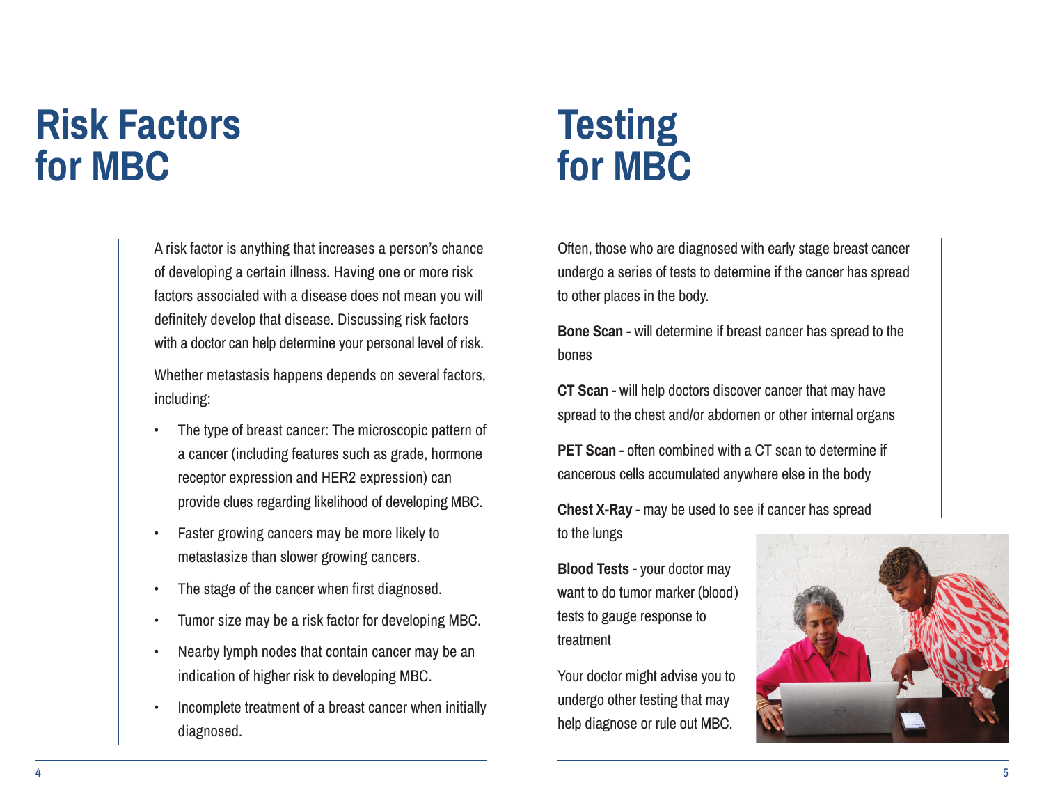# Risk Factors for MBC

A risk factor is anything that increases a person's chance of developing a certain illness. Having one or more risk factors associated with a disease does not mean you will definitely develop that disease. Discussing risk factors with a doctor can help determine your personal level of risk.

Whether metastasis happens depends on several factors, including:

- The type of breast cancer: The microscopic pattern of a cancer (including features such as grade, hormone receptor expression and HER2 expression) can provide clues regarding likelihood of developing MBC.
- Faster growing cancers may be more likely to metastasize than slower growing cancers.
- The stage of the cancer when first diagnosed.
- Tumor size may be a risk factor for developing MBC.
- Nearby lymph nodes that contain cancer may be an indication of higher risk to developing MBC.
- Incomplete treatment of a breast cancer when initially diagnosed.

# Testing for MBC

Often, those who are diagnosed with early stage breast cancer undergo a series of tests to determine if the cancer has spread to other places in the body.

**Bone Scan -** will determine if breast cancer has spread to the bones

**CT Scan -** will help doctors discover cancer that may have spread to the chest and/or abdomen or other internal organs

**PET Scan -** often combined with a CT scan to determine if cancerous cells accumulated anywhere else in the body

**Chest X-Ray -** may be used to see if cancer has spread to the lungs

**Blood Tests -** your doctor may want to do tumor marker (blood) tests to gauge response to treatment

Your doctor might advise you to undergo other testing that may help diagnose or rule out MBC.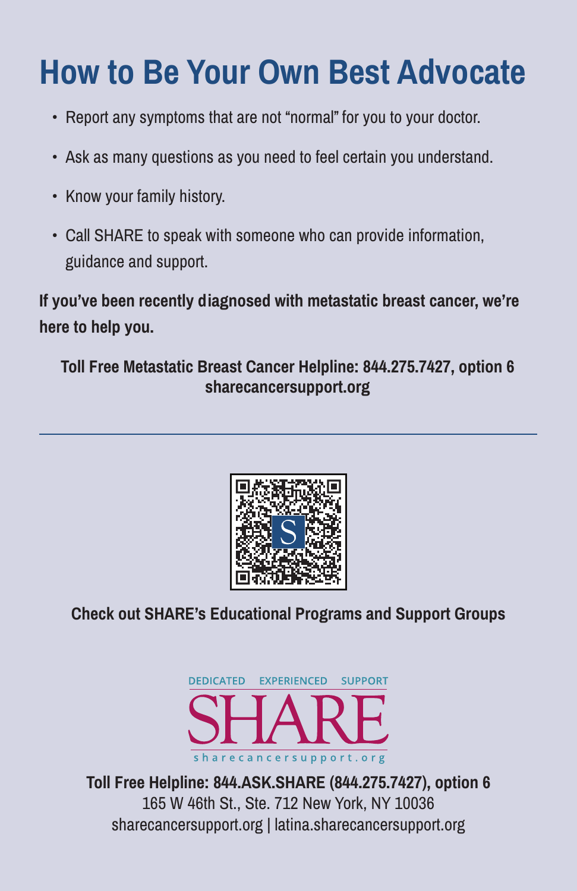# How to Be Your Own Best Advocate

- Report any symptoms that are not “normal” for you to your doctor.
- Ask as many questions as you need to feel certain you understand.
- Know your family history.
- Call SHARE to speak with someone who can provide information, guidance and support.

**If you’ve been recently diagnosed with metastatic breast cancer, we’re here to help you.**

**Toll Free Metastatic Breast Cancer Helpline: 844.275.7427, option 6**
**sharecancersupport.org**

---

**Check out SHARE’s Educational Programs and Support Groups**

DEDICATED EXPERIENCED SUPPORT

SHARE

sharecancersupport.org

**Toll Free Helpline: 844.ASK.SHARE (844.275.7427), option 6**
165 W 46th St., Ste. 712 New York, NY 10036
sharecancersupport.org | latina.sharecancersupport.org